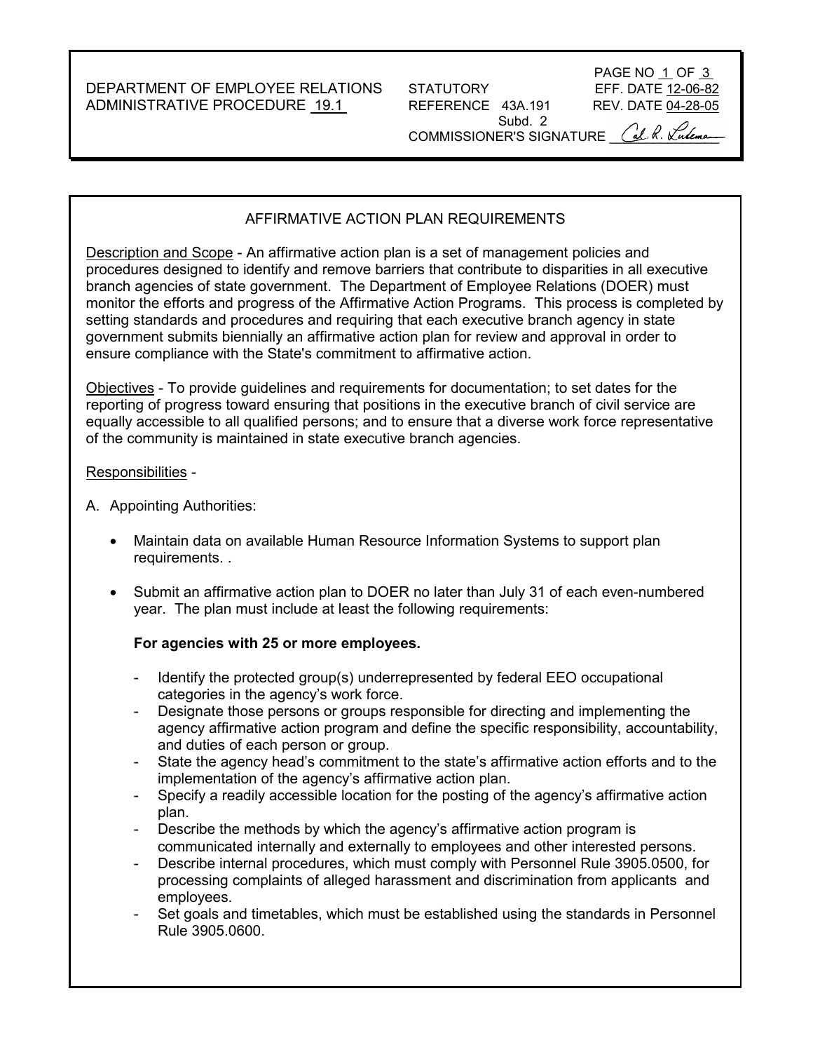DEPARTMENT OF EMPLOYEE RELATIONS
ADMINISTRATIVE PROCEDURE 19.1

STATUTORY REFERENCE 43A.191 Subd. 2

EFF. DATE 12-06-82
REV. DATE 04-28-05

COMMISSIONER'S SIGNATURE Cal R. Ludeman

# AFFIRMATIVE ACTION PLAN REQUIREMENTS

Description and Scope - An affirmative action plan is a set of management policies and procedures designed to identify and remove barriers that contribute to disparities in all executive branch agencies of state government. The Department of Employee Relations (DOER) must monitor the efforts and progress of the Affirmative Action Programs. This process is completed by setting standards and procedures and requiring that each executive branch agency in state government submits biennially an affirmative action plan for review and approval in order to ensure compliance with the State's commitment to affirmative action.

Objectives - To provide guidelines and requirements for documentation; to set dates for the reporting of progress toward ensuring that positions in the executive branch of civil service are equally accessible to all qualified persons; and to ensure that a diverse work force representative of the community is maintained in state executive branch agencies.

Responsibilities -

A. Appointing Authorities:

- Maintain data on available Human Resource Information Systems to support plan requirements. .
- Submit an affirmative action plan to DOER no later than July 31 of each even-numbered year. The plan must include at least the following requirements:

  **For agencies with 25 or more employees.**

  - Identify the protected group(s) underrepresented by federal EEO occupational categories in the agency's work force.
  - Designate those persons or groups responsible for directing and implementing the agency affirmative action program and define the specific responsibility, accountability, and duties of each person or group.
  - State the agency head's commitment to the state's affirmative action efforts and to the implementation of the agency's affirmative action plan.
  - Specify a readily accessible location for the posting of the agency's affirmative action plan.
  - Describe the methods by which the agency's affirmative action program is communicated internally and externally to employees and other interested persons.
  - Describe internal procedures, which must comply with Personnel Rule 3905.0500, for processing complaints of alleged harassment and discrimination from applicants and employees.
  - Set goals and timetables, which must be established using the standards in Personnel Rule 3905.0600.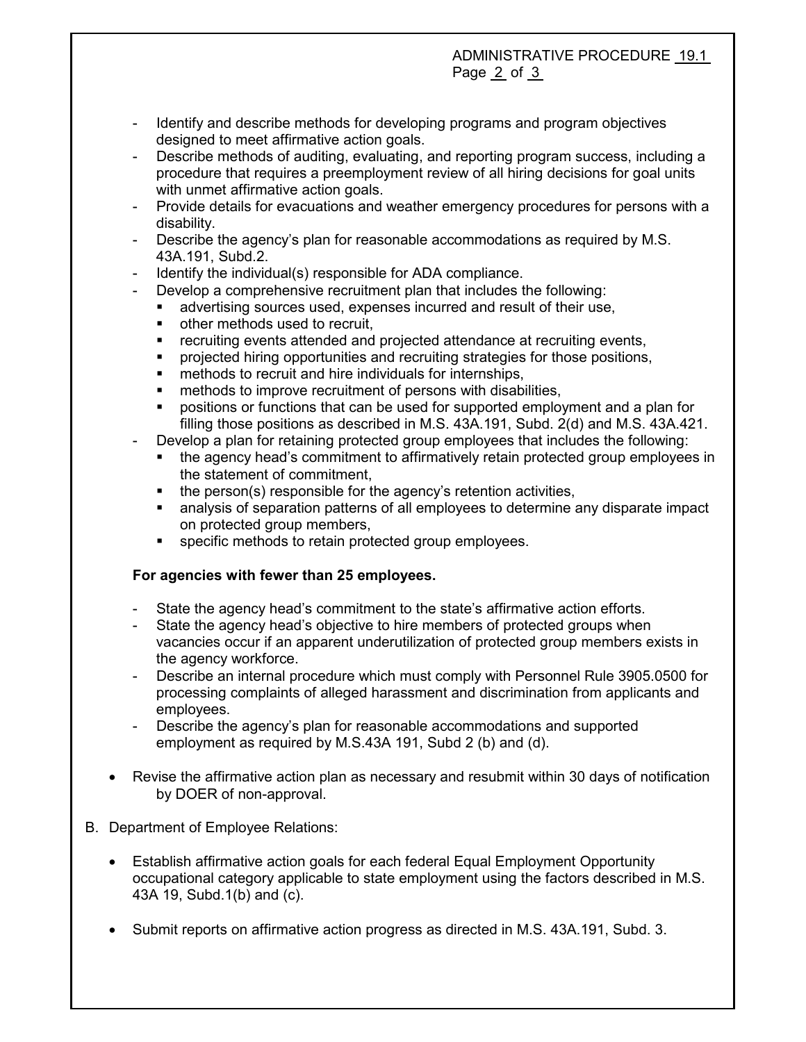- Identify and describe methods for developing programs and program objectives designed to meet affirmative action goals.
- Describe methods of auditing, evaluating, and reporting program success, including a procedure that requires a preemployment review of all hiring decisions for goal units with unmet affirmative action goals.
- Provide details for evacuations and weather emergency procedures for persons with a disability.
- Describe the agency's plan for reasonable accommodations as required by M.S. 43A.191, Subd.2.
- Identify the individual(s) responsible for ADA compliance.
- Develop a comprehensive recruitment plan that includes the following:
  - advertising sources used, expenses incurred and result of their use,
  - other methods used to recruit,
  - recruiting events attended and projected attendance at recruiting events,
  - projected hiring opportunities and recruiting strategies for those positions,
  - methods to recruit and hire individuals for internships,
  - methods to improve recruitment of persons with disabilities,
  - positions or functions that can be used for supported employment and a plan for filling those positions as described in M.S. 43A.191, Subd. 2(d) and M.S. 43A.421.
- Develop a plan for retaining protected group employees that includes the following:
  - the agency head's commitment to affirmatively retain protected group employees in the statement of commitment,
  - the person(s) responsible for the agency's retention activities,
  - analysis of separation patterns of all employees to determine any disparate impact on protected group members,
  - specific methods to retain protected group employees.

**For agencies with fewer than 25 employees.**

- State the agency head's commitment to the state's affirmative action efforts.
- State the agency head's objective to hire members of protected groups when vacancies occur if an apparent underutilization of protected group members exists in the agency workforce.
- Describe an internal procedure which must comply with Personnel Rule 3905.0500 for processing complaints of alleged harassment and discrimination from applicants and employees.
- Describe the agency's plan for reasonable accommodations and supported employment as required by M.S.43A 191, Subd 2 (b) and (d).

- Revise the affirmative action plan as necessary and resubmit within 30 days of notification by DOER of non-approval.

B. Department of Employee Relations:

- Establish affirmative action goals for each federal Equal Employment Opportunity occupational category applicable to state employment using the factors described in M.S. 43A 19, Subd.1(b) and (c).

- Submit reports on affirmative action progress as directed in M.S. 43A.191, Subd. 3.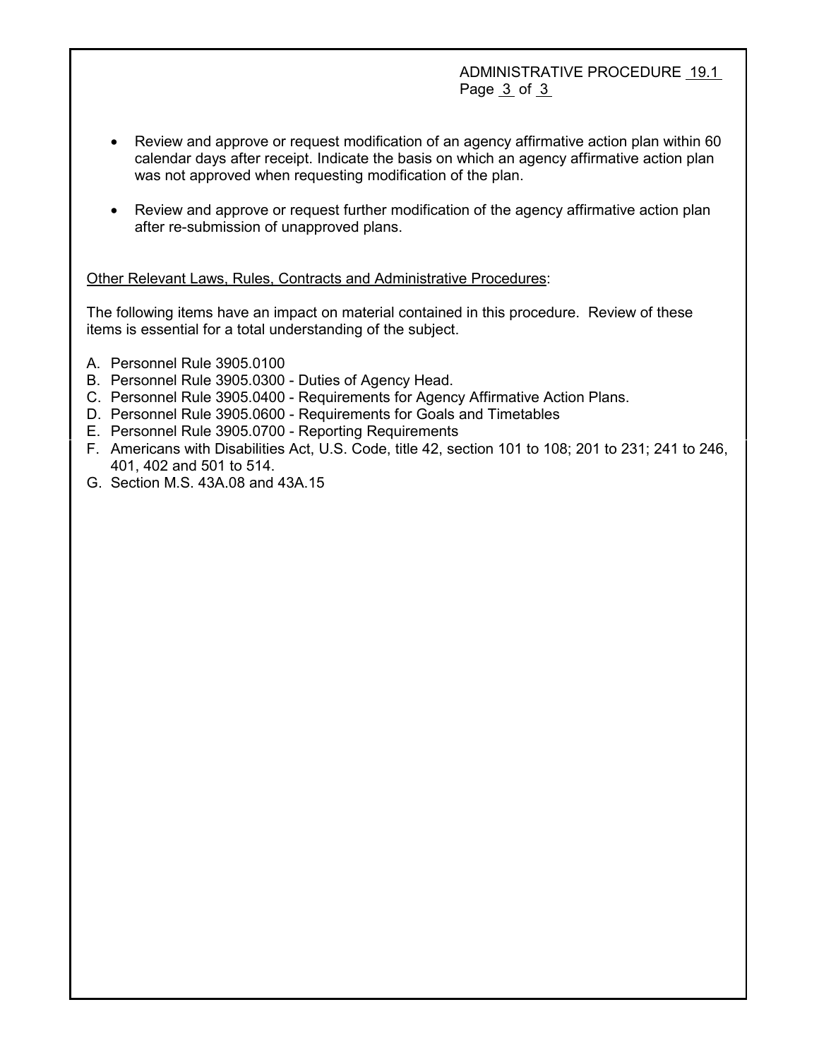- Review and approve or request modification of an agency affirmative action plan within 60 calendar days after receipt. Indicate the basis on which an agency affirmative action plan was not approved when requesting modification of the plan.

- Review and approve or request further modification of the agency affirmative action plan after re-submission of unapproved plans.

<u>Other Relevant Laws, Rules, Contracts and Administrative Procedures</u>:

The following items have an impact on material contained in this procedure. Review of these items is essential for a total understanding of the subject.

A. Personnel Rule 3905.0100
B. Personnel Rule 3905.0300 - Duties of Agency Head.
C. Personnel Rule 3905.0400 - Requirements for Agency Affirmative Action Plans.
D. Personnel Rule 3905.0600 - Requirements for Goals and Timetables
E. Personnel Rule 3905.0700 - Reporting Requirements
F. Americans with Disabilities Act, U.S. Code, title 42, section 101 to 108; 201 to 231; 241 to 246, 401, 402 and 501 to 514.
G. Section M.S. 43A.08 and 43A.15